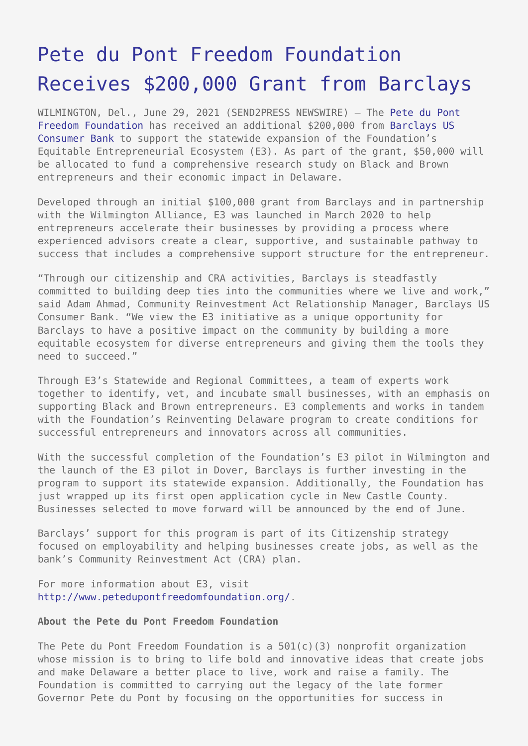# Pete du Pont Freedom Foundation Receives $200,000 Grant from Barclays

WILMINGTON, Del., June 29, 2021 (SEND2PRESS NEWSWIRE) — The Pete du Pont Freedom Foundation has received an additional $200,000 from Barclays US Consumer Bank to support the statewide expansion of the Foundation's Equitable Entrepreneurial Ecosystem (E3). As part of the grant, $50,000 will be allocated to fund a comprehensive research study on Black and Brown entrepreneurs and their economic impact in Delaware.

Developed through an initial $100,000 grant from Barclays and in partnership with the Wilmington Alliance, E3 was launched in March 2020 to help entrepreneurs accelerate their businesses by providing a process where experienced advisors create a clear, supportive, and sustainable pathway to success that includes a comprehensive support structure for the entrepreneur.

"Through our citizenship and CRA activities, Barclays is steadfastly committed to building deep ties into the communities where we live and work," said Adam Ahmad, Community Reinvestment Act Relationship Manager, Barclays US Consumer Bank. "We view the E3 initiative as a unique opportunity for Barclays to have a positive impact on the community by building a more equitable ecosystem for diverse entrepreneurs and giving them the tools they need to succeed."

Through E3's Statewide and Regional Committees, a team of experts work together to identify, vet, and incubate small businesses, with an emphasis on supporting Black and Brown entrepreneurs. E3 complements and works in tandem with the Foundation's Reinventing Delaware program to create conditions for successful entrepreneurs and innovators across all communities.

With the successful completion of the Foundation's E3 pilot in Wilmington and the launch of the E3 pilot in Dover, Barclays is further investing in the program to support its statewide expansion. Additionally, the Foundation has just wrapped up its first open application cycle in New Castle County. Businesses selected to move forward will be announced by the end of June.

Barclays' support for this program is part of its Citizenship strategy focused on employability and helping businesses create jobs, as well as the bank's Community Reinvestment Act (CRA) plan.

For more information about E3, visit http://www.petedupontfreedomfoundation.org/.

**About the Pete du Pont Freedom Foundation**

The Pete du Pont Freedom Foundation is a 501(c)(3) nonprofit organization whose mission is to bring to life bold and innovative ideas that create jobs and make Delaware a better place to live, work and raise a family. The Foundation is committed to carrying out the legacy of the late former Governor Pete du Pont by focusing on the opportunities for success in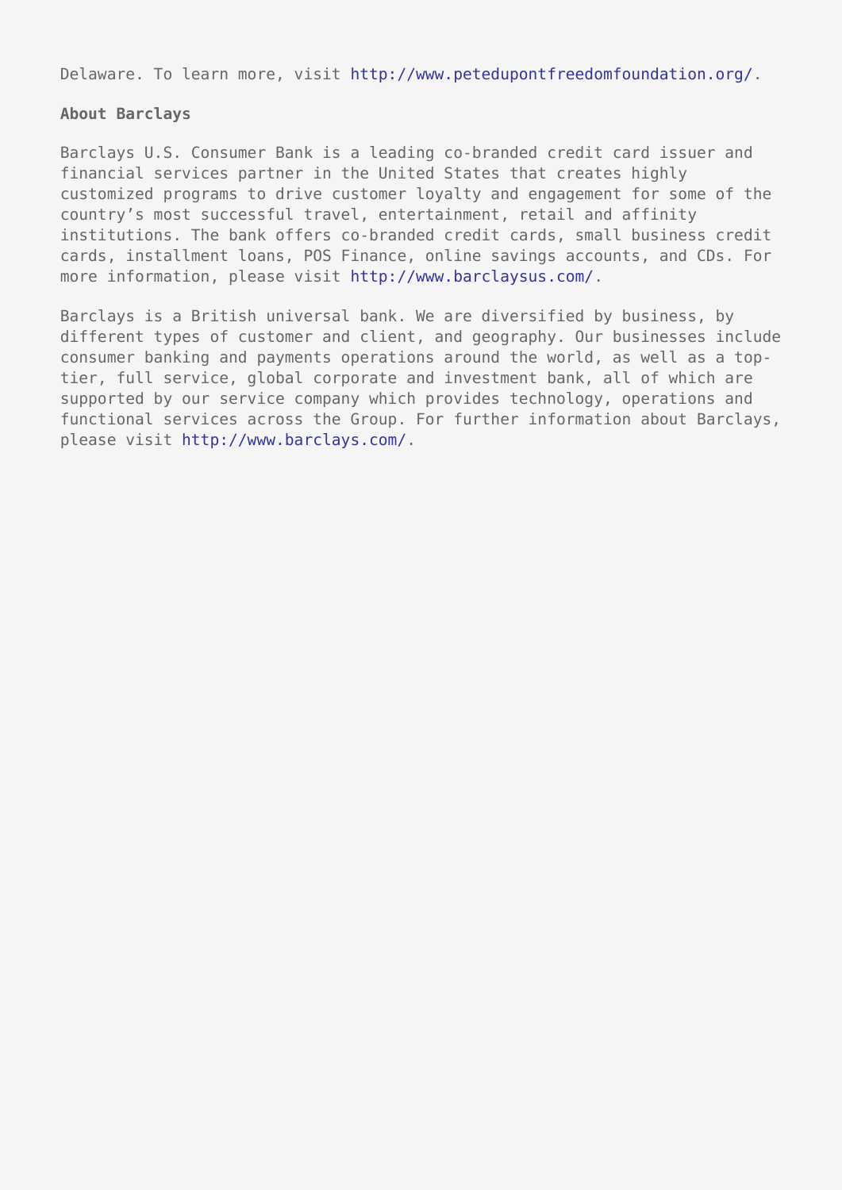Delaware. To learn more, visit http://www.petedupontfreedomfoundation.org/.

**About Barclays**

Barclays U.S. Consumer Bank is a leading co-branded credit card issuer and financial services partner in the United States that creates highly customized programs to drive customer loyalty and engagement for some of the country's most successful travel, entertainment, retail and affinity institutions. The bank offers co-branded credit cards, small business credit cards, installment loans, POS Finance, online savings accounts, and CDs. For more information, please visit http://www.barclaysus.com/.

Barclays is a British universal bank. We are diversified by business, by different types of customer and client, and geography. Our businesses include consumer banking and payments operations around the world, as well as a top-tier, full service, global corporate and investment bank, all of which are supported by our service company which provides technology, operations and functional services across the Group. For further information about Barclays, please visit http://www.barclays.com/.